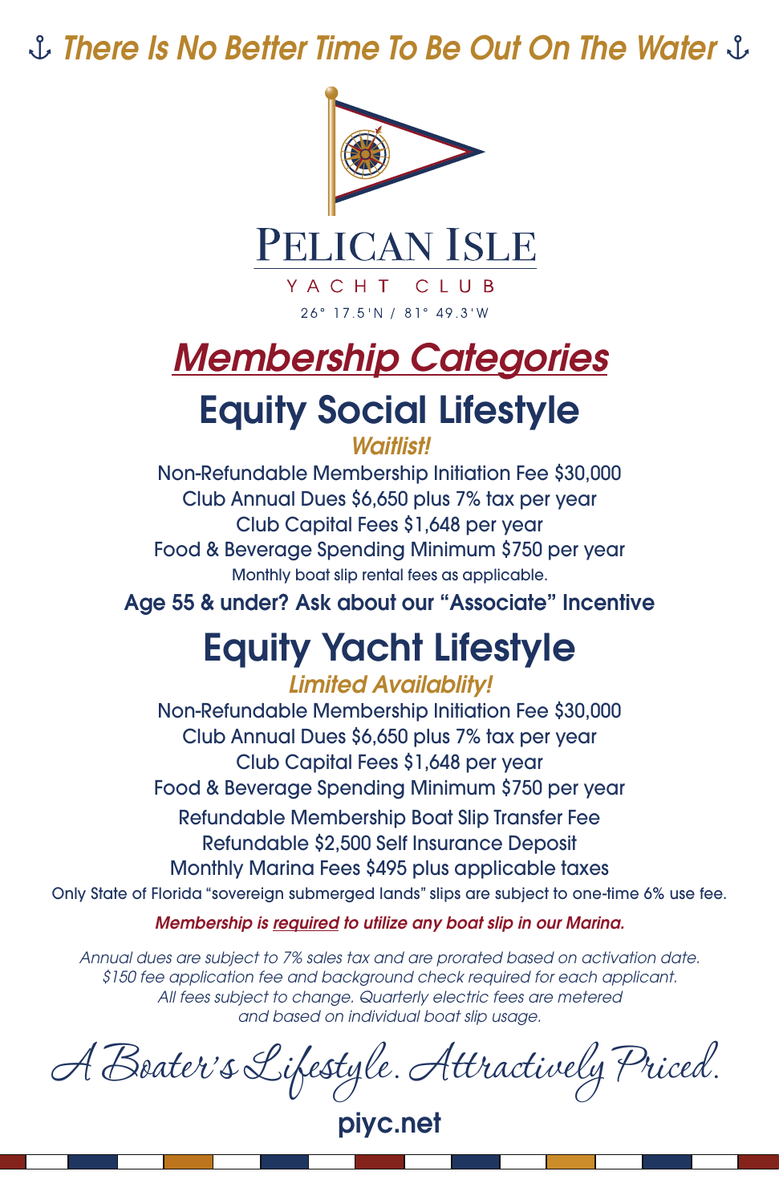⚓ *There Is No Better Time To Be Out On The Water* ⚓

# PELICAN ISLE

YACHT CLUB

26° 17.5'N / 81° 49.3'W

## *Membership Categories*

## Equity Social Lifestyle

*Waitlist!*

Non-Refundable Membership Initiation Fee $30,000
Club Annual Dues $6,650 plus 7% tax per year
Club Capital Fees $1,648 per year
Food & Beverage Spending Minimum $750 per year
Monthly boat slip rental fees as applicable.

**Age 55 & under? Ask about our "Associate" Incentive**

## Equity Yacht Lifestyle

*Limited Availablity!*

Non-Refundable Membership Initiation Fee $30,000
Club Annual Dues $6,650 plus 7% tax per year
Club Capital Fees $1,648 per year
Food & Beverage Spending Minimum $750 per year
Refundable Membership Boat Slip Transfer Fee
Refundable $2,500 Self Insurance Deposit
Monthly Marina Fees $495 plus applicable taxes
Only State of Florida "sovereign submerged lands" slips are subject to one-time 6% use fee.

***Membership is required to utilize any boat slip in our Marina.***

*Annual dues are subject to 7% sales tax and are prorated based on activation date.*
*$150 fee application fee and background check required for each applicant.*
*All fees subject to change. Quarterly electric fees are metered*
*and based on individual boat slip usage.*

*A Boater's Lifestyle. Attractively Priced.*

**piyc.net**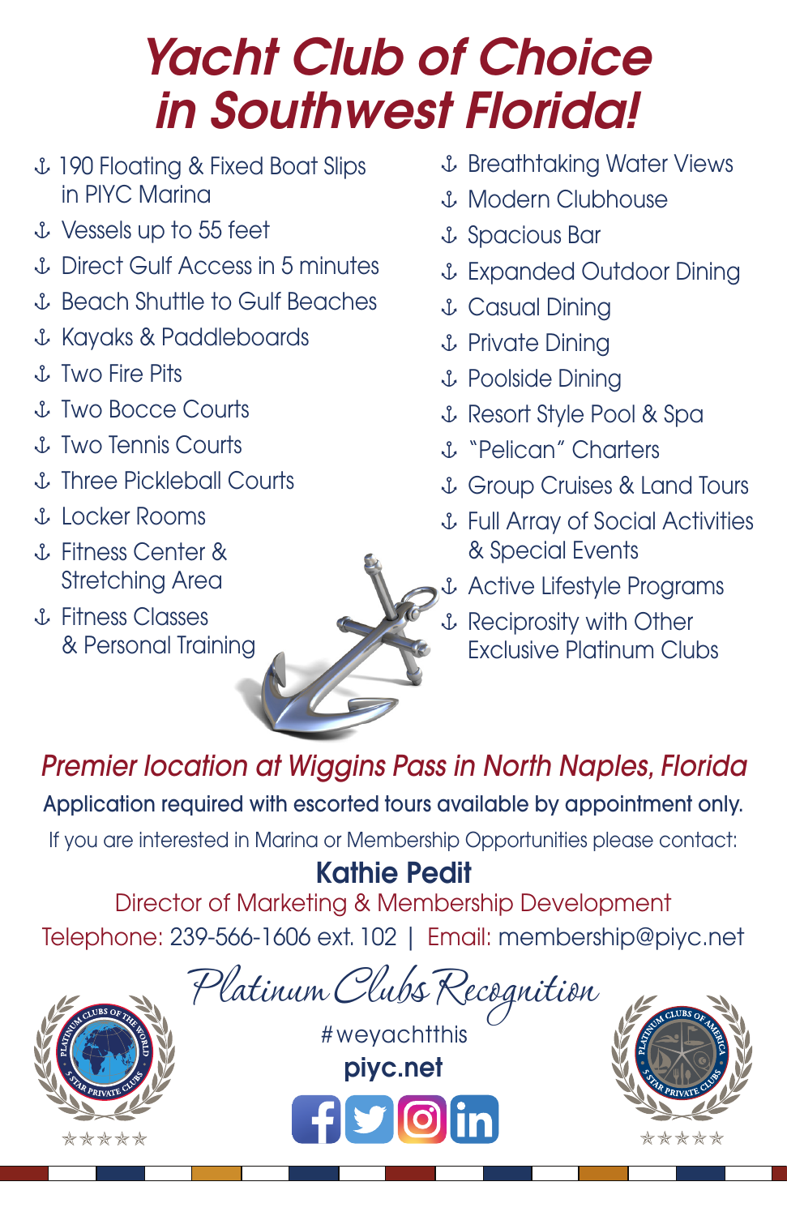# Yacht Club of Choice in Southwest Florida!

- 190 Floating & Fixed Boat Slips in PIYC Marina
- Vessels up to 55 feet
- Direct Gulf Access in 5 minutes
- Beach Shuttle to Gulf Beaches
- Kayaks & Paddleboards
- Two Fire Pits
- Two Bocce Courts
- Two Tennis Courts
- Three Pickleball Courts
- Locker Rooms
- Fitness Center & Stretching Area
- Fitness Classes & Personal Training
- Breathtaking Water Views
- Modern Clubhouse
- Spacious Bar
- Expanded Outdoor Dining
- Casual Dining
- Private Dining
- Poolside Dining
- Resort Style Pool & Spa
- "Pelican" Charters
- Group Cruises & Land Tours
- Full Array of Social Activities & Special Events
- Active Lifestyle Programs
- Reciprosity with Other Exclusive Platinum Clubs

*Premier location at Wiggins Pass in North Naples, Florida*

Application required with escorted tours available by appointment only.

If you are interested in Marina or Membership Opportunities please contact:

**Kathie Pedit**

Director of Marketing & Membership Development

Telephone: 239-566-1606 ext. 102 | Email: membership@piyc.net

Platinum Clubs Recognition

#weyachtthis

**piyc.net**

PLATINUM CLUBS OF THE WORLD · 5 STAR PRIVATE CLUBS

PLATINUM CLUBS OF AMERICA · 5 STAR PRIVATE CLUBS